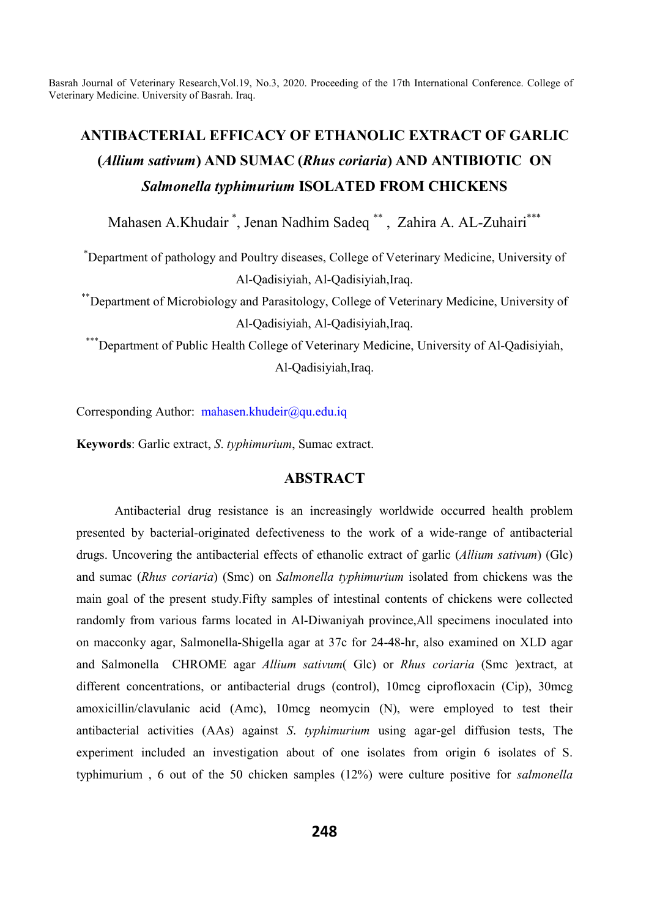# ANTIBACTERIAL EFFICACY OF ETHANOLIC EXTRACT OF GARLIC (*Allium sativum*) AND SUMAC (*Rhus coriaria*) AND ANTIBIOTIC ON *Salmonella typhimurium* ISOLATED FROM CHICKENS

Mahasen A.Khudair [*], Jenan Nadhim Sadeq [**], Zahira A. AL-Zuhairi[***]

[*]Department of pathology and Poultry diseases, College of Veterinary Medicine, University of Al-Qadisiyiah, Al-Qadisiyiah,Iraq.

[**]Department of Microbiology and Parasitology, College of Veterinary Medicine, University of Al-Qadisiyiah, Al-Qadisiyiah,Iraq.

[***]Department of Public Health College of Veterinary Medicine, University of Al-Qadisiyiah, Al-Qadisiyiah,Iraq.

Corresponding Author: mahasen.khudeir@qu.edu.iq

**Keywords**: Garlic extract, *S. typhimurium*, Sumac extract.

## ABSTRACT

Antibacterial drug resistance is an increasingly worldwide occurred health problem presented by bacterial-originated defectiveness to the work of a wide-range of antibacterial drugs. Uncovering the antibacterial effects of ethanolic extract of garlic (*Allium sativum*) (Glc) and sumac (*Rhus coriaria*) (Smc) on *Salmonella typhimurium* isolated from chickens was the main goal of the present study.Fifty samples of intestinal contents of chickens were collected randomly from various farms located in Al-Diwaniyah province,All specimens inoculated into on macconky agar, Salmonella-Shigella agar at 37c for 24-48-hr, also examined on XLD agar and Salmonella CHROME agar *Allium sativum*( Glc) or *Rhus coriaria* (Smc )extract, at different concentrations, or antibacterial drugs (control), 10mcg ciprofloxacin (Cip), 30mcg amoxicillin/clavulanic acid (Amc), 10mcg neomycin (N), were employed to test their antibacterial activities (AAs) against *S. typhimurium* using agar-gel diffusion tests, The experiment included an investigation about of one isolates from origin 6 isolates of S. typhimurium , 6 out of the 50 chicken samples (12%) were culture positive for *salmonella*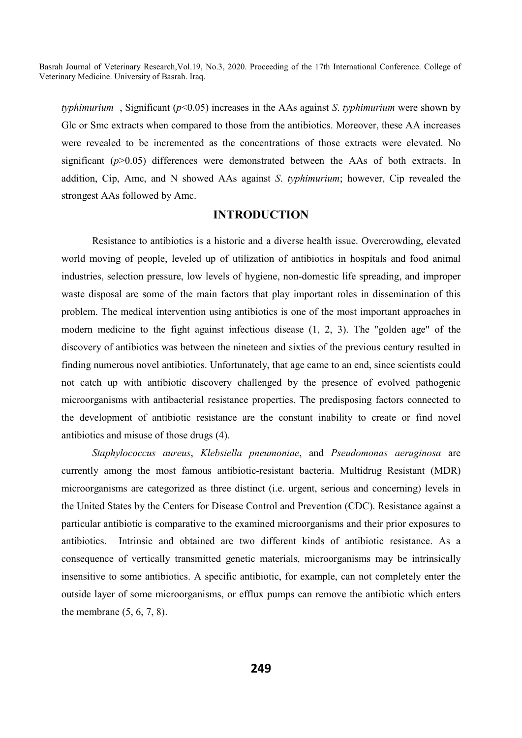*typhimurium* , Significant ($p<0.05$) increases in the AAs against *S. typhimurium* were shown by Glc or Smc extracts when compared to those from the antibiotics. Moreover, these AA increases were revealed to be incremented as the concentrations of those extracts were elevated. No significant ($p>0.05$) differences were demonstrated between the AAs of both extracts. In addition, Cip, Amc, and N showed AAs against *S. typhimurium*; however, Cip revealed the strongest AAs followed by Amc.

## INTRODUCTION

Resistance to antibiotics is a historic and a diverse health issue. Overcrowding, elevated world moving of people, leveled up of utilization of antibiotics in hospitals and food animal industries, selection pressure, low levels of hygiene, non-domestic life spreading, and improper waste disposal are some of the main factors that play important roles in dissemination of this problem. The medical intervention using antibiotics is one of the most important approaches in modern medicine to the fight against infectious disease (1, 2, 3). The "golden age" of the discovery of antibiotics was between the nineteen and sixties of the previous century resulted in finding numerous novel antibiotics. Unfortunately, that age came to an end, since scientists could not catch up with antibiotic discovery challenged by the presence of evolved pathogenic microorganisms with antibacterial resistance properties. The predisposing factors connected to the development of antibiotic resistance are the constant inability to create or find novel antibiotics and misuse of those drugs (4).

*Staphylococcus aureus*, *Klebsiella pneumoniae*, and *Pseudomonas aeruginosa* are currently among the most famous antibiotic-resistant bacteria. Multidrug Resistant (MDR) microorganisms are categorized as three distinct (i.e. urgent, serious and concerning) levels in the United States by the Centers for Disease Control and Prevention (CDC). Resistance against a particular antibiotic is comparative to the examined microorganisms and their prior exposures to antibiotics. Intrinsic and obtained are two different kinds of antibiotic resistance. As a consequence of vertically transmitted genetic materials, microorganisms may be intrinsically insensitive to some antibiotics. A specific antibiotic, for example, can not completely enter the outside layer of some microorganisms, or efflux pumps can remove the antibiotic which enters the membrane (5, 6, 7, 8).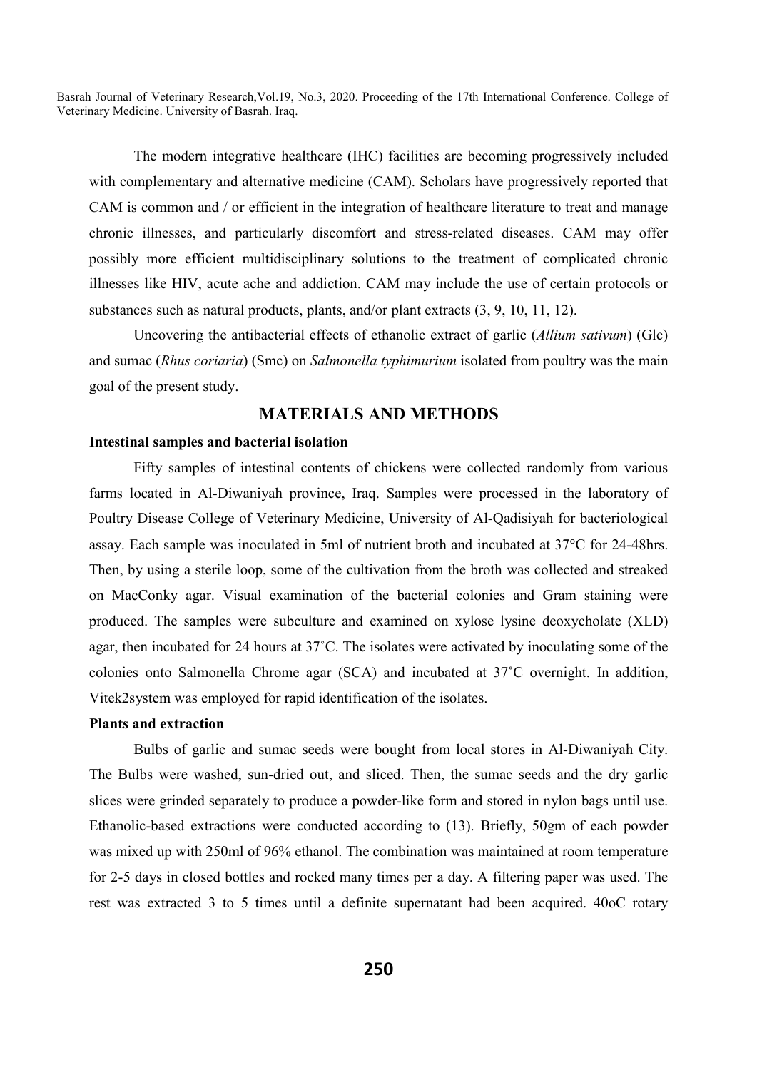The modern integrative healthcare (IHC) facilities are becoming progressively included with complementary and alternative medicine (CAM). Scholars have progressively reported that CAM is common and / or efficient in the integration of healthcare literature to treat and manage chronic illnesses, and particularly discomfort and stress-related diseases. CAM may offer possibly more efficient multidisciplinary solutions to the treatment of complicated chronic illnesses like HIV, acute ache and addiction. CAM may include the use of certain protocols or substances such as natural products, plants, and/or plant extracts (3, 9, 10, 11, 12).

Uncovering the antibacterial effects of ethanolic extract of garlic (*Allium sativum*) (Glc) and sumac (*Rhus coriaria*) (Smc) on *Salmonella typhimurium* isolated from poultry was the main goal of the present study.

## MATERIALS AND METHODS

### Intestinal samples and bacterial isolation

Fifty samples of intestinal contents of chickens were collected randomly from various farms located in Al-Diwaniyah province, Iraq. Samples were processed in the laboratory of Poultry Disease College of Veterinary Medicine, University of Al-Qadisiyah for bacteriological assay. Each sample was inoculated in 5ml of nutrient broth and incubated at 37°C for 24-48hrs. Then, by using a sterile loop, some of the cultivation from the broth was collected and streaked on MacConky agar. Visual examination of the bacterial colonies and Gram staining were produced. The samples were subculture and examined on xylose lysine deoxycholate (XLD) agar, then incubated for 24 hours at 37˚C. The isolates were activated by inoculating some of the colonies onto Salmonella Chrome agar (SCA) and incubated at 37˚C overnight. In addition, Vitek2system was employed for rapid identification of the isolates.

### Plants and extraction

Bulbs of garlic and sumac seeds were bought from local stores in Al-Diwaniyah City. The Bulbs were washed, sun-dried out, and sliced. Then, the sumac seeds and the dry garlic slices were grinded separately to produce a powder-like form and stored in nylon bags until use. Ethanolic-based extractions were conducted according to (13). Briefly, 50gm of each powder was mixed up with 250ml of 96% ethanol. The combination was maintained at room temperature for 2-5 days in closed bottles and rocked many times per a day. A filtering paper was used. The rest was extracted 3 to 5 times until a definite supernatant had been acquired. 40oC rotary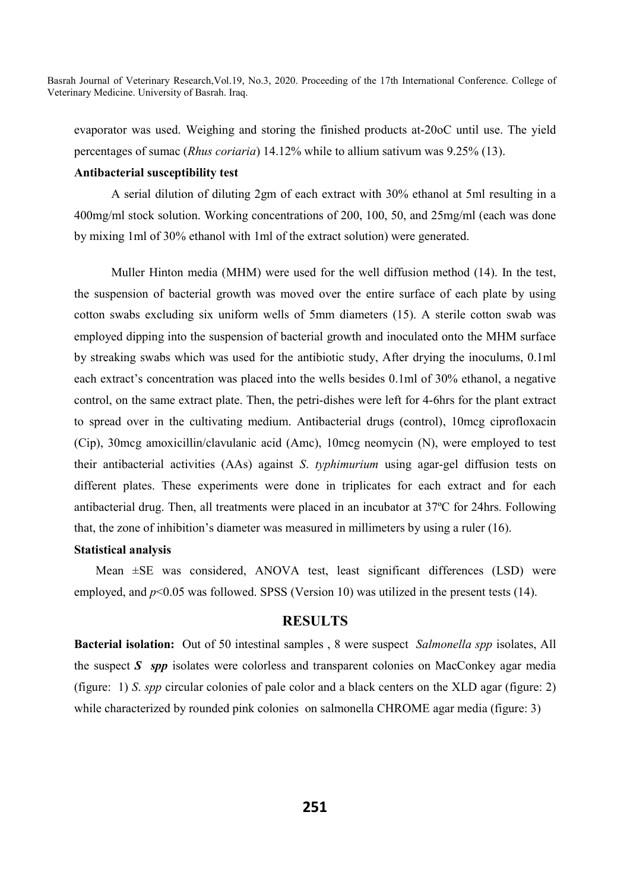evaporator was used. Weighing and storing the finished products at-20oC until use. The yield percentages of sumac (*Rhus coriaria*) 14.12% while to allium sativum was 9.25% (13).

**Antibacterial susceptibility test**

A serial dilution of diluting 2gm of each extract with 30% ethanol at 5ml resulting in a 400mg/ml stock solution. Working concentrations of 200, 100, 50, and 25mg/ml (each was done by mixing 1ml of 30% ethanol with 1ml of the extract solution) were generated.

Muller Hinton media (MHM) were used for the well diffusion method (14). In the test, the suspension of bacterial growth was moved over the entire surface of each plate by using cotton swabs excluding six uniform wells of 5mm diameters (15). A sterile cotton swab was employed dipping into the suspension of bacterial growth and inoculated onto the MHM surface by streaking swabs which was used for the antibiotic study, After drying the inoculums, 0.1ml each extract's concentration was placed into the wells besides 0.1ml of 30% ethanol, a negative control, on the same extract plate. Then, the petri-dishes were left for 4-6hrs for the plant extract to spread over in the cultivating medium. Antibacterial drugs (control), 10mcg ciprofloxacin (Cip), 30mcg amoxicillin/clavulanic acid (Amc), 10mcg neomycin (N), were employed to test their antibacterial activities (AAs) against *S. typhimurium* using agar-gel diffusion tests on different plates. These experiments were done in triplicates for each extract and for each antibacterial drug. Then, all treatments were placed in an incubator at 37ºC for 24hrs. Following that, the zone of inhibition's diameter was measured in millimeters by using a ruler (16).

**Statistical analysis**

Mean ±SE was considered, ANOVA test, least significant differences (LSD) were employed, and $p<0.05$ was followed. SPSS (Version 10) was utilized in the present tests (14).

## RESULTS

**Bacterial isolation:** Out of 50 intestinal samples , 8 were suspect *Salmonella spp* isolates, All the suspect ***S spp*** isolates were colorless and transparent colonies on MacConkey agar media (figure: 1) *S. spp* circular colonies of pale color and a black centers on the XLD agar (figure: 2) while characterized by rounded pink colonies on salmonella CHROME agar media (figure: 3)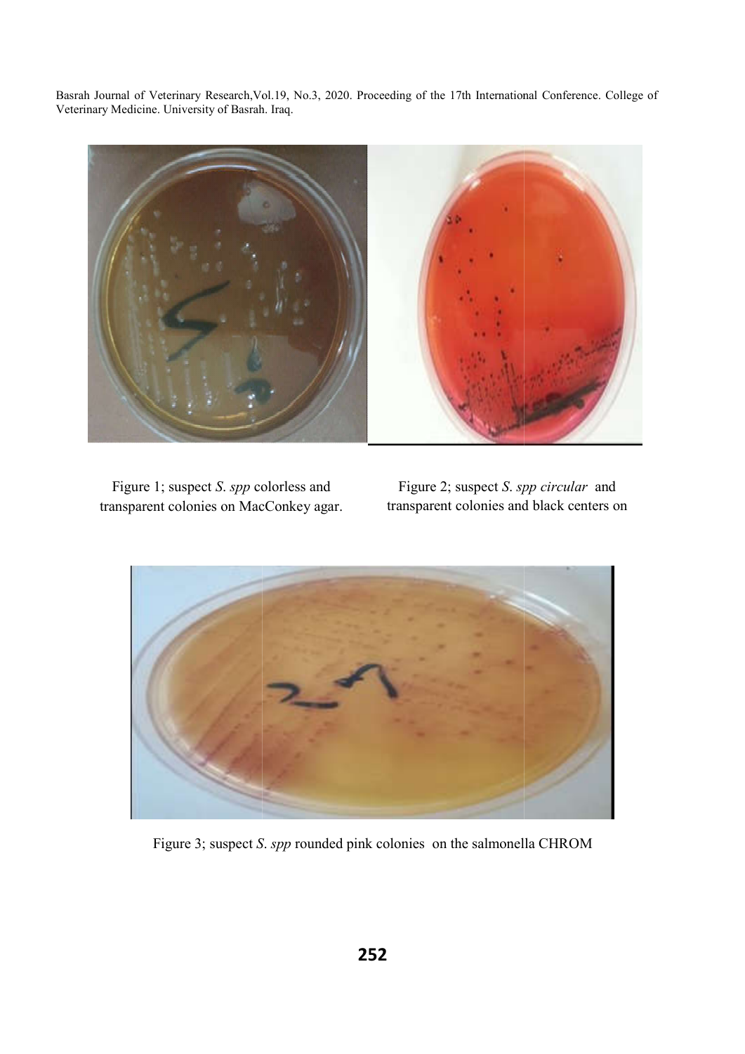Figure 1; suspect *S. spp* colorless and transparent colonies on MacConkey agar.

Figure 2; suspect *S. spp circular* and transparent colonies and black centers on

Figure 3; suspect *S. spp* rounded pink colonies on the salmonella CHROM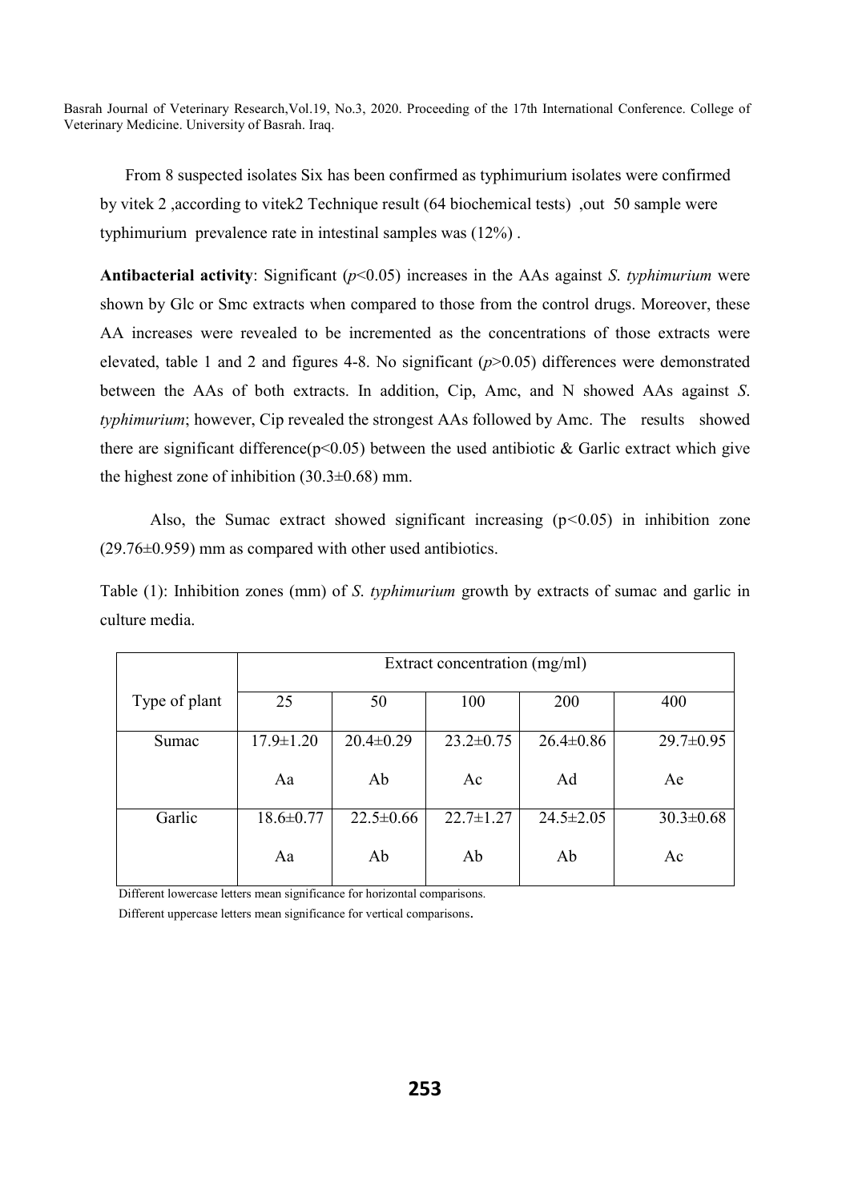From 8 suspected isolates Six has been confirmed as typhimurium isolates were confirmed by vitek 2 ,according to vitek2 Technique result (64 biochemical tests) ,out 50 sample were typhimurium prevalence rate in intestinal samples was (12%) .

**Antibacterial activity**: Significant ($p$<0.05) increases in the AAs against *S. typhimurium* were shown by Glc or Smc extracts when compared to those from the control drugs. Moreover, these AA increases were revealed to be incremented as the concentrations of those extracts were elevated, table 1 and 2 and figures 4-8. No significant ($p$>0.05) differences were demonstrated between the AAs of both extracts. In addition, Cip, Amc, and N showed AAs against *S. typhimurium*; however, Cip revealed the strongest AAs followed by Amc. The results showed there are significant difference(p<0.05) between the used antibiotic & Garlic extract which give the highest zone of inhibition (30.3±0.68) mm.

Also, the Sumac extract showed significant increasing (p<0.05) in inhibition zone (29.76±0.959) mm as compared with other used antibiotics.

Table (1): Inhibition zones (mm) of *S. typhimurium* growth by extracts of sumac and garlic in culture media.

| Type of plant | Extract concentration (mg/ml) | | | | |
|---|---|---|---|---|---|
| | 25 | 50 | 100 | 200 | 400 |
| Sumac | 17.9±1.20 Aa | 20.4±0.29 Ab | 23.2±0.75 Ac | 26.4±0.86 Ad | 29.7±0.95 Ae |
| Garlic | 18.6±0.77 Aa | 22.5±0.66 Ab | 22.7±1.27 Ab | 24.5±2.05 Ab | 30.3±0.68 Ac |

Different lowercase letters mean significance for horizontal comparisons.

Different uppercase letters mean significance for vertical comparisons.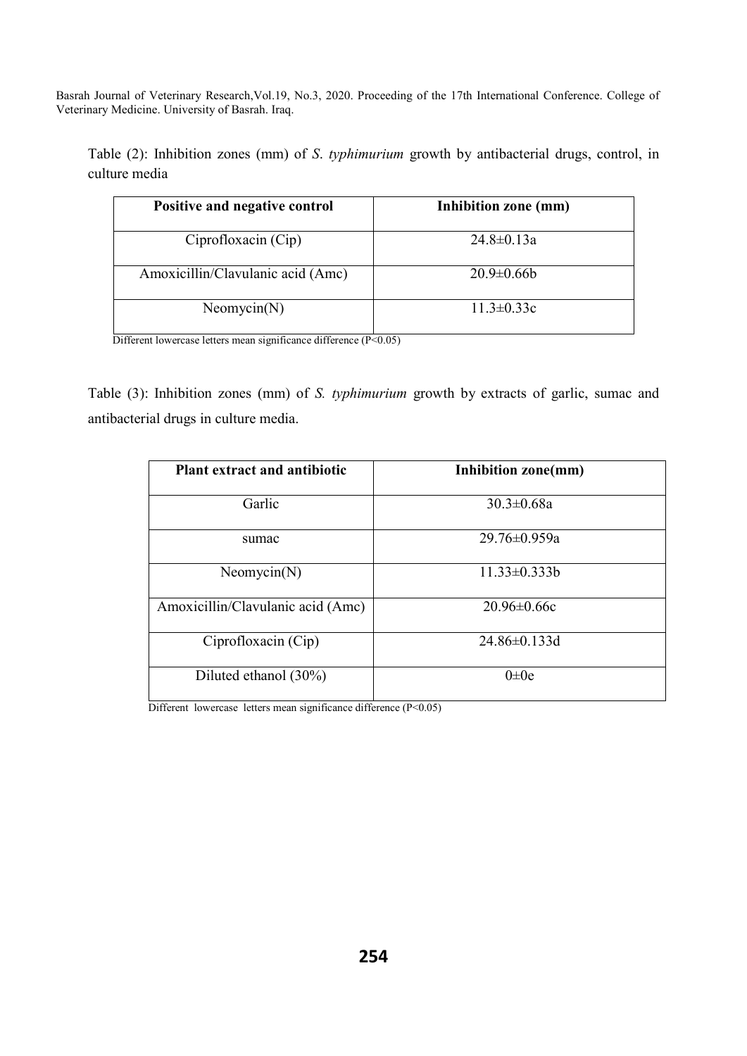Table (2): Inhibition zones (mm) of *S*. *typhimurium* growth by antibacterial drugs, control, in culture media

| Positive and negative control | Inhibition zone (mm) |
|---|---|
| Ciprofloxacin (Cip) | 24.8±0.13a |
| Amoxicillin/Clavulanic acid (Amc) | 20.9±0.66b |
| Neomycin(N) | 11.3±0.33c |

Different lowercase letters mean significance difference (P<0.05)

Table (3): Inhibition zones (mm) of *S. typhimurium* growth by extracts of garlic, sumac and antibacterial drugs in culture media.

| Plant extract and antibiotic | Inhibition zone(mm) |
|---|---|
| Garlic | 30.3±0.68a |
| sumac | 29.76±0.959a |
| Neomycin(N) | 11.33±0.333b |
| Amoxicillin/Clavulanic acid (Amc) | 20.96±0.66c |
| Ciprofloxacin (Cip) | 24.86±0.133d |
| Diluted ethanol (30%) | 0±0e |

Different lowercase letters mean significance difference (P<0.05)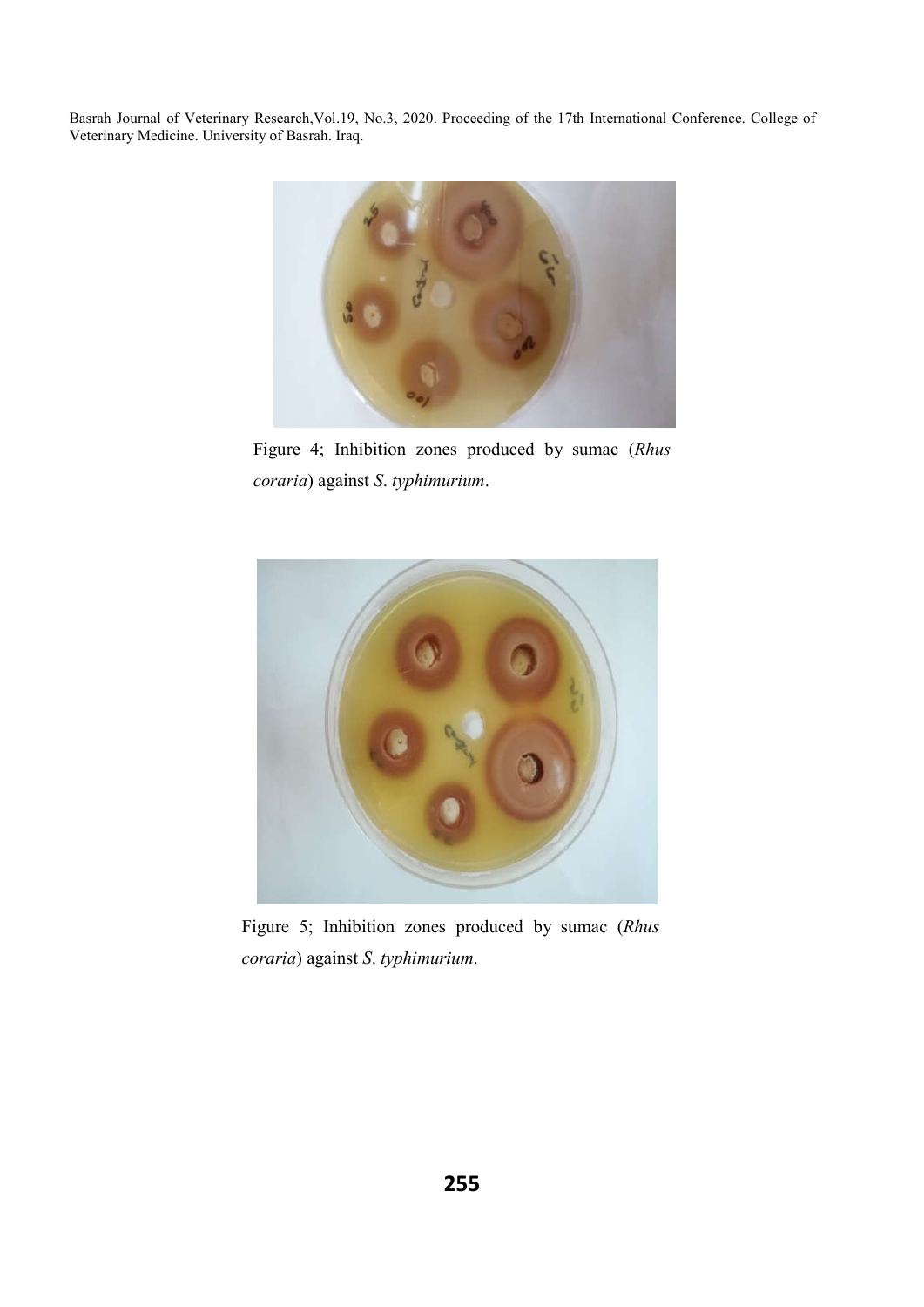Figure 4; Inhibition zones produced by sumac (*Rhus coraria*) against *S. typhimurium*.

Figure 5; Inhibition zones produced by sumac (*Rhus coraria*) against *S. typhimurium*.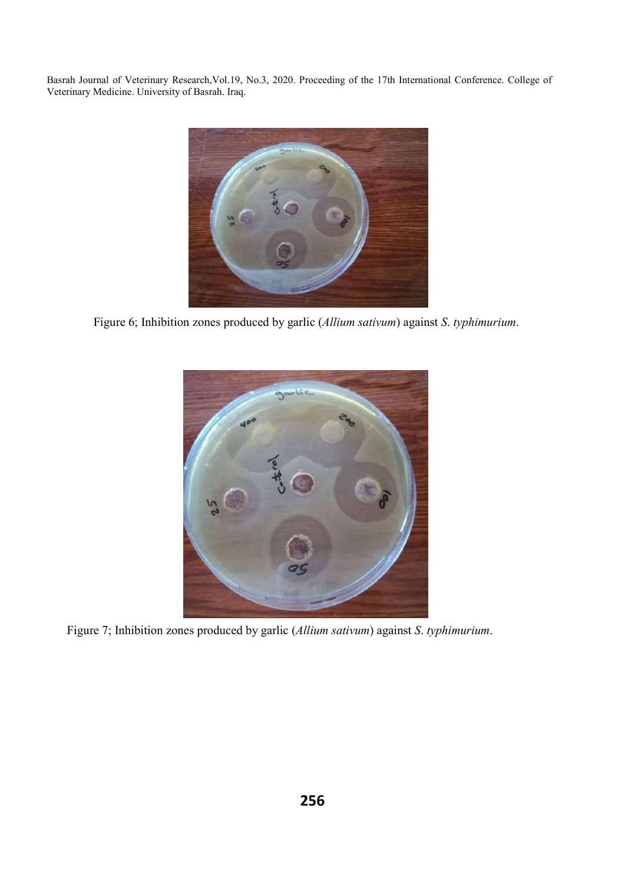Figure 6; Inhibition zones produced by garlic (*Allium sativum*) against *S. typhimurium*.

Figure 7; Inhibition zones produced by garlic (*Allium sativum*) against *S. typhimurium*.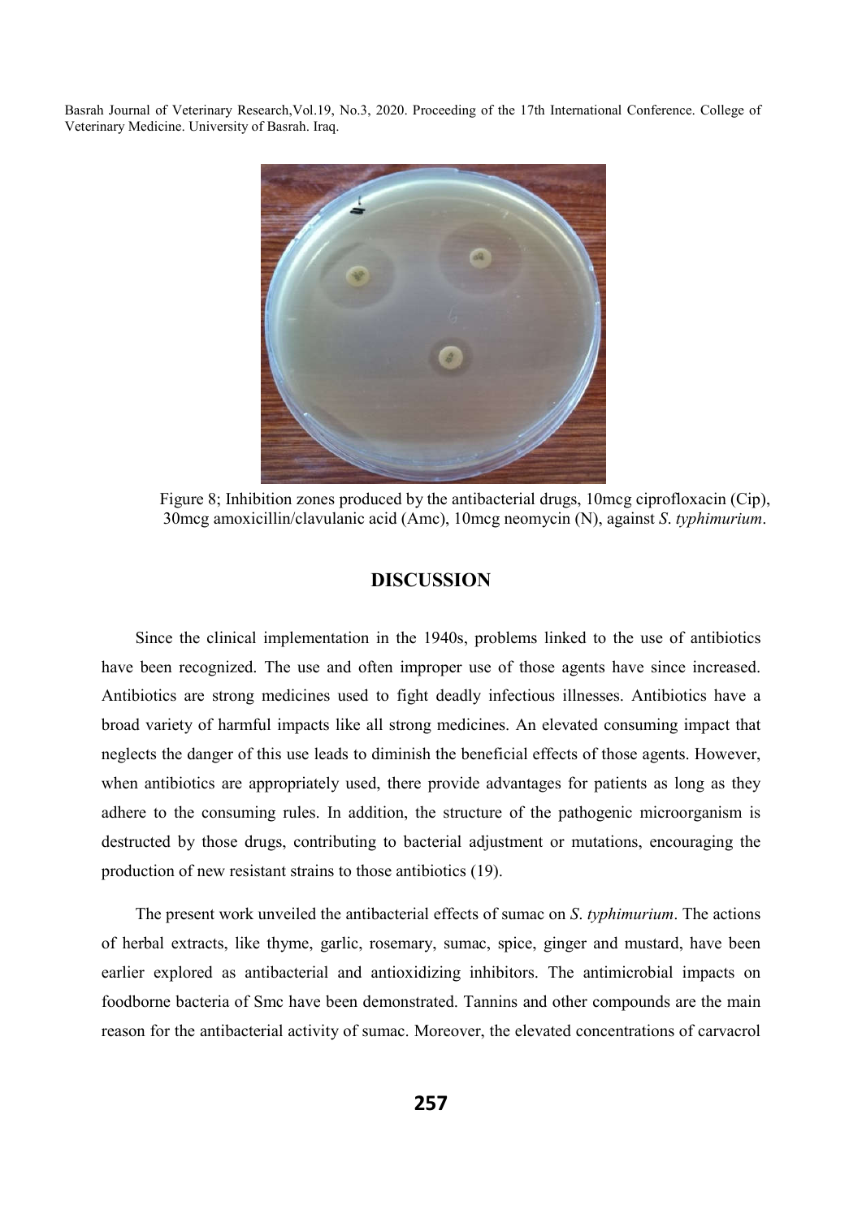Figure 8; Inhibition zones produced by the antibacterial drugs, 10mcg ciprofloxacin (Cip), 30mcg amoxicillin/clavulanic acid (Amc), 10mcg neomycin (N), against *S. typhimurium*.

## DISCUSSION

Since the clinical implementation in the 1940s, problems linked to the use of antibiotics have been recognized. The use and often improper use of those agents have since increased. Antibiotics are strong medicines used to fight deadly infectious illnesses. Antibiotics have a broad variety of harmful impacts like all strong medicines. An elevated consuming impact that neglects the danger of this use leads to diminish the beneficial effects of those agents. However, when antibiotics are appropriately used, there provide advantages for patients as long as they adhere to the consuming rules. In addition, the structure of the pathogenic microorganism is destructed by those drugs, contributing to bacterial adjustment or mutations, encouraging the production of new resistant strains to those antibiotics (19).

The present work unveiled the antibacterial effects of sumac on *S. typhimurium*. The actions of herbal extracts, like thyme, garlic, rosemary, sumac, spice, ginger and mustard, have been earlier explored as antibacterial and antioxidizing inhibitors. The antimicrobial impacts on foodborne bacteria of Smc have been demonstrated. Tannins and other compounds are the main reason for the antibacterial activity of sumac. Moreover, the elevated concentrations of carvacrol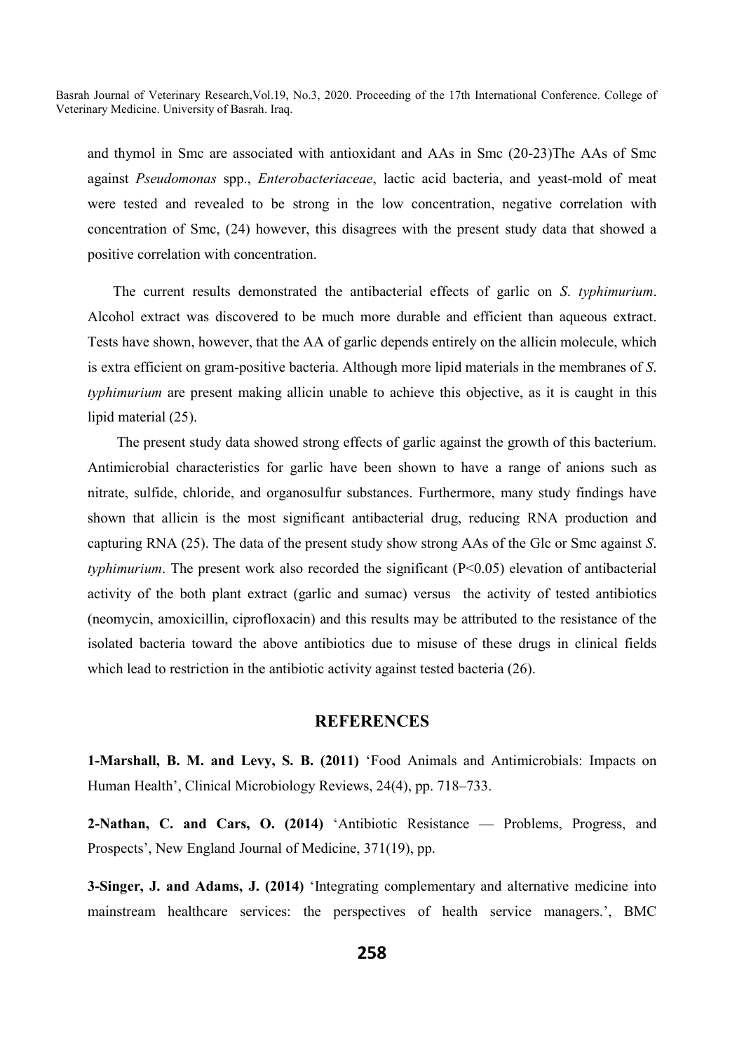and thymol in Smc are associated with antioxidant and AAs in Smc (20-23)The AAs of Smc against *Pseudomonas* spp., *Enterobacteriaceae*, lactic acid bacteria, and yeast-mold of meat were tested and revealed to be strong in the low concentration, negative correlation with concentration of Smc, (24) however, this disagrees with the present study data that showed a positive correlation with concentration.

The current results demonstrated the antibacterial effects of garlic on *S. typhimurium*. Alcohol extract was discovered to be much more durable and efficient than aqueous extract. Tests have shown, however, that the AA of garlic depends entirely on the allicin molecule, which is extra efficient on gram-positive bacteria. Although more lipid materials in the membranes of *S. typhimurium* are present making allicin unable to achieve this objective, as it is caught in this lipid material (25).

The present study data showed strong effects of garlic against the growth of this bacterium. Antimicrobial characteristics for garlic have been shown to have a range of anions such as nitrate, sulfide, chloride, and organosulfur substances. Furthermore, many study findings have shown that allicin is the most significant antibacterial drug, reducing RNA production and capturing RNA (25). The data of the present study show strong AAs of the Glc or Smc against *S. typhimurium*. The present work also recorded the significant ($P<0.05$) elevation of antibacterial activity of the both plant extract (garlic and sumac) versus the activity of tested antibiotics (neomycin, amoxicillin, ciprofloxacin) and this results may be attributed to the resistance of the isolated bacteria toward the above antibiotics due to misuse of these drugs in clinical fields which lead to restriction in the antibiotic activity against tested bacteria (26).

## REFERENCES

**1-Marshall, B. M. and Levy, S. B. (2011)** 'Food Animals and Antimicrobials: Impacts on Human Health', Clinical Microbiology Reviews, 24(4), pp. 718–733.

**2-Nathan, C. and Cars, O. (2014)** 'Antibiotic Resistance — Problems, Progress, and Prospects', New England Journal of Medicine, 371(19), pp.

**3-Singer, J. and Adams, J. (2014)** 'Integrating complementary and alternative medicine into mainstream healthcare services: the perspectives of health service managers.', BMC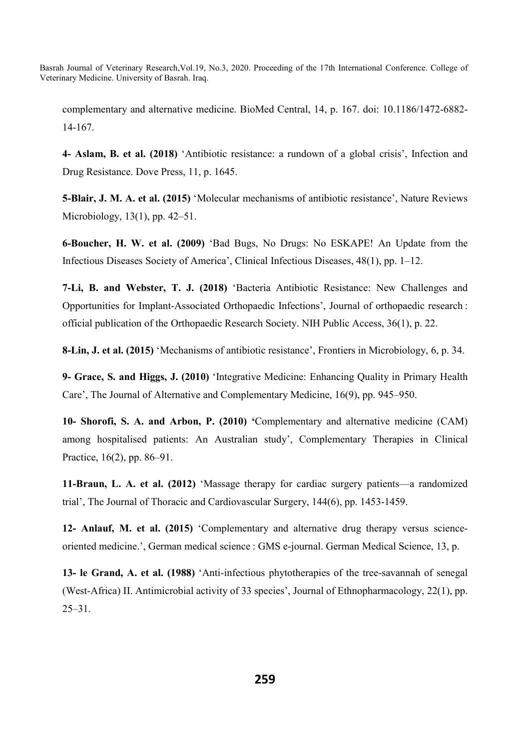complementary and alternative medicine. BioMed Central, 14, p. 167. doi: 10.1186/1472-6882-14-167.

**4- Aslam, B. et al. (2018)** 'Antibiotic resistance: a rundown of a global crisis', Infection and Drug Resistance. Dove Press, 11, p. 1645.

**5-Blair, J. M. A. et al. (2015)** 'Molecular mechanisms of antibiotic resistance', Nature Reviews Microbiology, 13(1), pp. 42–51.

**6-Boucher, H. W. et al. (2009)** 'Bad Bugs, No Drugs: No ESKAPE! An Update from the Infectious Diseases Society of America', Clinical Infectious Diseases, 48(1), pp. 1–12.

**7-Li, B. and Webster, T. J. (2018)** 'Bacteria Antibiotic Resistance: New Challenges and Opportunities for Implant-Associated Orthopaedic Infections', Journal of orthopaedic research : official publication of the Orthopaedic Research Society. NIH Public Access, 36(1), p. 22.

**8-Lin, J. et al. (2015)** 'Mechanisms of antibiotic resistance', Frontiers in Microbiology, 6, p. 34.

**9- Grace, S. and Higgs, J. (2010)** 'Integrative Medicine: Enhancing Quality in Primary Health Care', The Journal of Alternative and Complementary Medicine, 16(9), pp. 945–950.

**10- Shorofi, S. A. and Arbon, P. (2010)** 'Complementary and alternative medicine (CAM) among hospitalised patients: An Australian study', Complementary Therapies in Clinical Practice, 16(2), pp. 86–91.

**11-Braun, L. A. et al. (2012)** 'Massage therapy for cardiac surgery patients—a randomized trial', The Journal of Thoracic and Cardiovascular Surgery, 144(6), pp. 1453-1459.

**12- Anlauf, M. et al. (2015)** 'Complementary and alternative drug therapy versus science-oriented medicine.', German medical science : GMS e-journal. German Medical Science, 13, p.

**13- le Grand, A. et al. (1988)** 'Anti-infectious phytotherapies of the tree-savannah of senegal (West-Africa) II. Antimicrobial activity of 33 species', Journal of Ethnopharmacology, 22(1), pp. 25–31.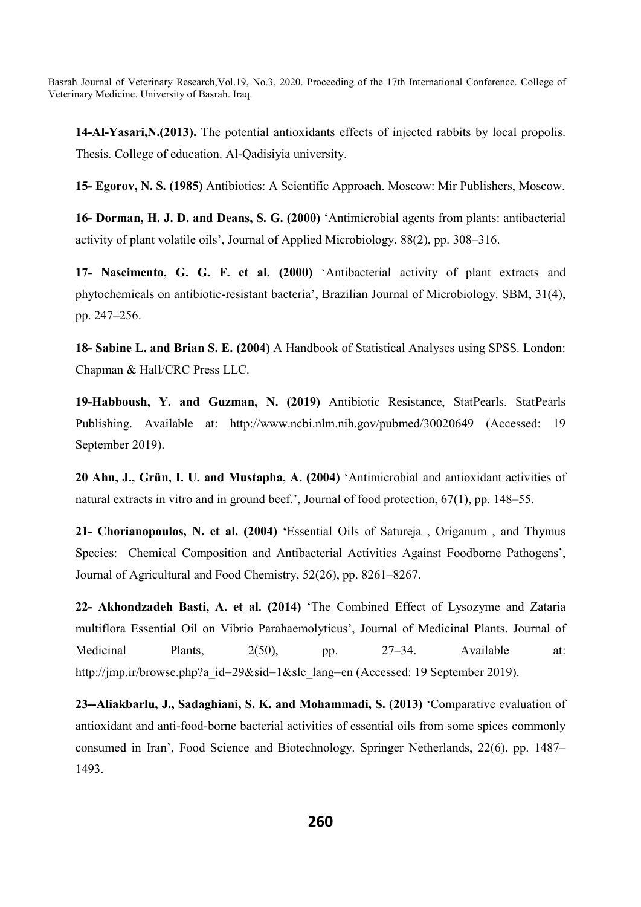**14-Al-Yasari,N.(2013).** The potential antioxidants effects of injected rabbits by local propolis. Thesis. College of education. Al-Qadisiyia university.

**15- Egorov, N. S. (1985)** Antibiotics: A Scientific Approach. Moscow: Mir Publishers, Moscow.

**16- Dorman, H. J. D. and Deans, S. G. (2000)** 'Antimicrobial agents from plants: antibacterial activity of plant volatile oils', Journal of Applied Microbiology, 88(2), pp. 308–316.

**17- Nascimento, G. G. F. et al. (2000)** 'Antibacterial activity of plant extracts and phytochemicals on antibiotic-resistant bacteria', Brazilian Journal of Microbiology. SBM, 31(4), pp. 247–256.

**18- Sabine L. and Brian S. E. (2004)** A Handbook of Statistical Analyses using SPSS. London: Chapman & Hall/CRC Press LLC.

**19-Habboush, Y. and Guzman, N. (2019)** Antibiotic Resistance, StatPearls. StatPearls Publishing. Available at: http://www.ncbi.nlm.nih.gov/pubmed/30020649 (Accessed: 19 September 2019).

**20 Ahn, J., Grün, I. U. and Mustapha, A. (2004)** 'Antimicrobial and antioxidant activities of natural extracts in vitro and in ground beef.', Journal of food protection, 67(1), pp. 148–55.

**21- Chorianopoulos, N. et al. (2004) '**Essential Oils of Satureja , Origanum , and Thymus Species: Chemical Composition and Antibacterial Activities Against Foodborne Pathogens', Journal of Agricultural and Food Chemistry, 52(26), pp. 8261–8267.

**22- Akhondzadeh Basti, A. et al. (2014)** 'The Combined Effect of Lysozyme and Zataria multiflora Essential Oil on Vibrio Parahaemolyticus', Journal of Medicinal Plants. Journal of Medicinal Plants, 2(50), pp. 27–34. Available at: http://jmp.ir/browse.php?a_id=29&sid=1&slc_lang=en (Accessed: 19 September 2019).

**23--Aliakbarlu, J., Sadaghiani, S. K. and Mohammadi, S. (2013)** 'Comparative evaluation of antioxidant and anti-food-borne bacterial activities of essential oils from some spices commonly consumed in Iran', Food Science and Biotechnology. Springer Netherlands, 22(6), pp. 1487–1493.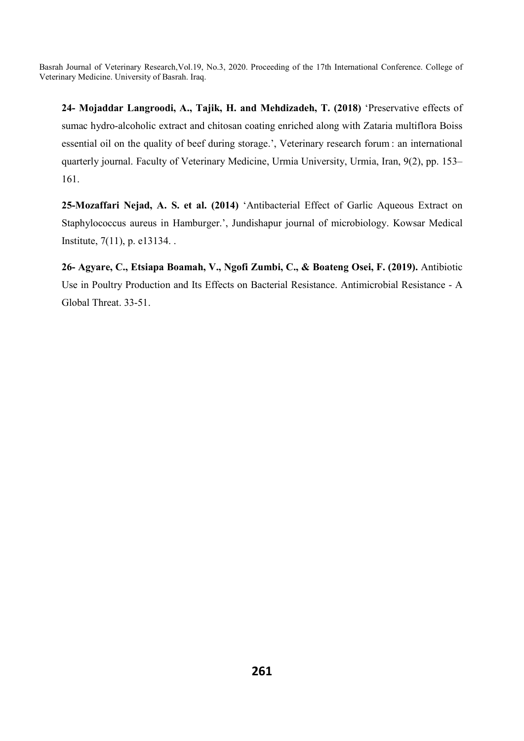**24- Mojaddar Langroodi, A., Tajik, H. and Mehdizadeh, T. (2018)** 'Preservative effects of sumac hydro-alcoholic extract and chitosan coating enriched along with Zataria multiflora Boiss essential oil on the quality of beef during storage.', Veterinary research forum : an international quarterly journal. Faculty of Veterinary Medicine, Urmia University, Urmia, Iran, 9(2), pp. 153–161.

**25-Mozaffari Nejad, A. S. et al. (2014)** 'Antibacterial Effect of Garlic Aqueous Extract on Staphylococcus aureus in Hamburger.', Jundishapur journal of microbiology. Kowsar Medical Institute, 7(11), p. e13134. .

**26- Agyare, C., Etsiapa Boamah, V., Ngofi Zumbi, C., & Boateng Osei, F. (2019).** Antibiotic Use in Poultry Production and Its Effects on Bacterial Resistance. Antimicrobial Resistance - A Global Threat. 33-51.